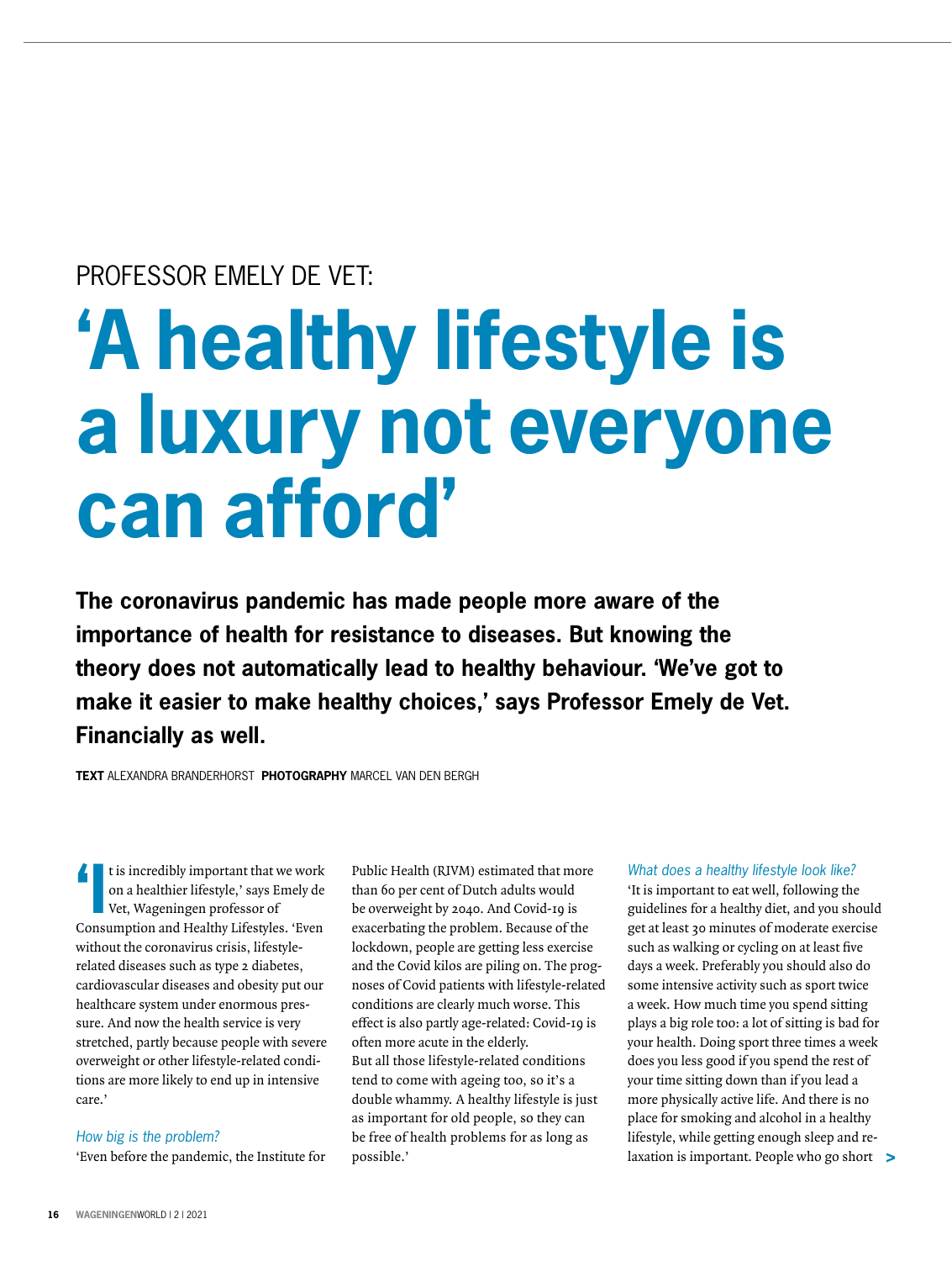PROFESSOR EMELY DE VET:

# 'A healthy lifestyle is a luxury not everyone can afford'

**The coronavirus pandemic has made people more aware of the importance of health for resistance to diseases. But knowing the theory does not automatically lead to healthy behaviour. 'We've got to make it easier to make healthy choices,' says Professor Emely de Vet. Financially as well.**

**TEXT** ALEXANDRA BRANDERHORST **PHOTOGRAPHY** MARCEL VAN DEN BERGH

'It is incredibly important that we work on a healthier lifestyle,' says Emely de Vet, Wageningen professor of Consumption and Healthy Lifestyles. 'Even without the coronavirus crisis, lifestyle-related diseases such as type 2 diabetes, cardiovascular diseases and obesity put our healthcare system under enormous pressure. And now the health service is very stretched, partly because people with severe overweight or other lifestyle-related conditions are more likely to end up in intensive care.'

*How big is the problem?*

'Even before the pandemic, the Institute for Public Health (RIVM) estimated that more than 60 per cent of Dutch adults would be overweight by 2040. And Covid-19 is exacerbating the problem. Because of the lockdown, people are getting less exercise and the Covid kilos are piling on. The prognoses of Covid patients with lifestyle-related conditions are clearly much worse. This effect is also partly age-related: Covid-19 is often more acute in the elderly.
But all those lifestyle-related conditions tend to come with ageing too, so it's a double whammy. A healthy lifestyle is just as important for old people, so they can be free of health problems for as long as possible.'

*What does a healthy lifestyle look like?*

'It is important to eat well, following the guidelines for a healthy diet, and you should get at least 30 minutes of moderate exercise such as walking or cycling on at least five days a week. Preferably you should also do some intensive activity such as sport twice a week. How much time you spend sitting plays a big role too: a lot of sitting is bad for your health. Doing sport three times a week does you less good if you spend the rest of your time sitting down than if you lead a more physically active life. And there is no place for smoking and alcohol in a healthy lifestyle, while getting enough sleep and relaxation is important. People who go short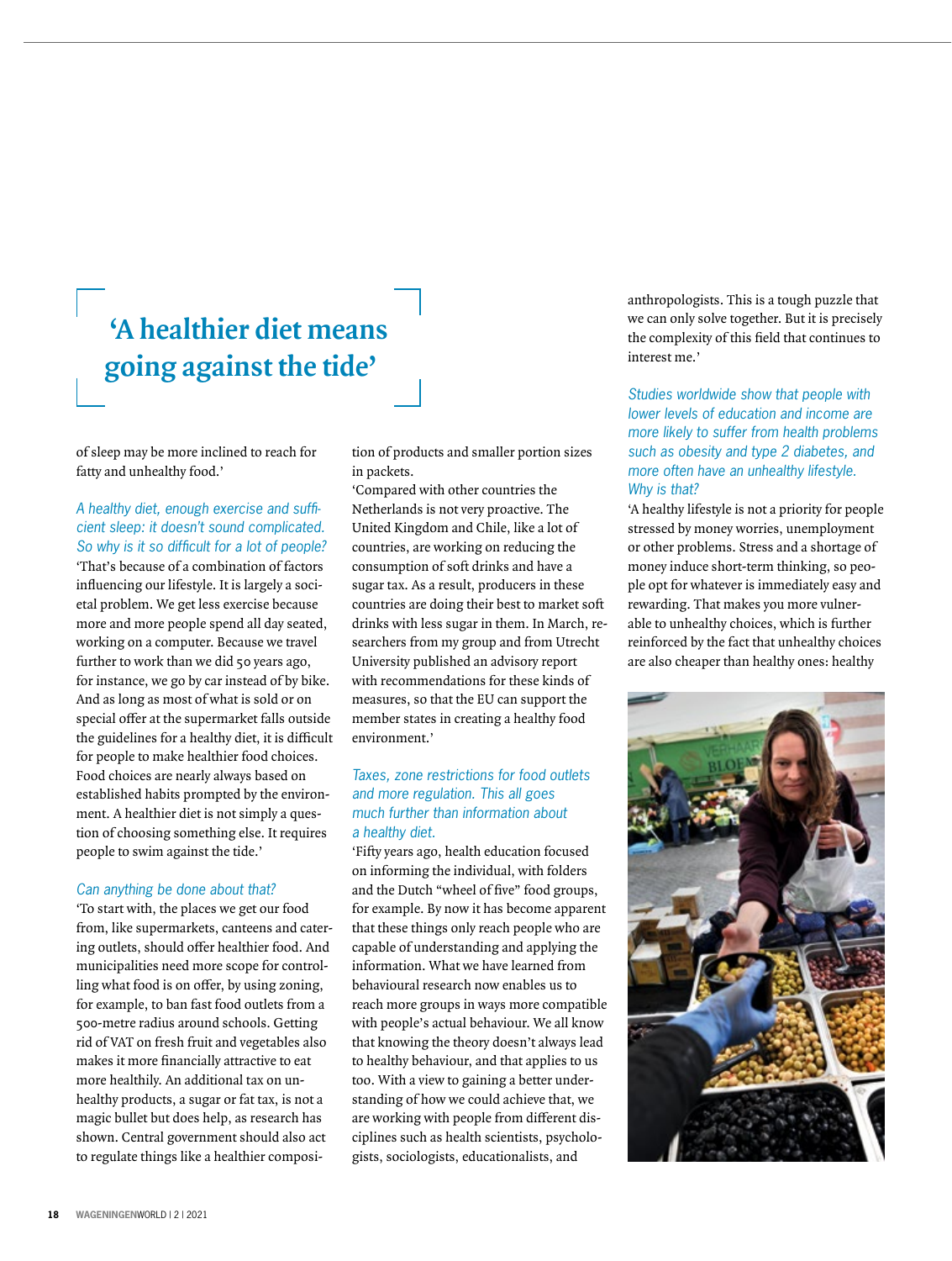## 'A healthier diet means going against the tide'

of sleep may be more inclined to reach for fatty and unhealthy food.'

*A healthy diet, enough exercise and sufficient sleep: it doesn't sound complicated. So why is it so difficult for a lot of people?*

'That's because of a combination of factors influencing our lifestyle. It is largely a societal problem. We get less exercise because more and more people spend all day seated, working on a computer. Because we travel further to work than we did 50 years ago, for instance, we go by car instead of by bike. And as long as most of what is sold or on special offer at the supermarket falls outside the guidelines for a healthy diet, it is difficult for people to make healthier food choices. Food choices are nearly always based on established habits prompted by the environment. A healthier diet is not simply a question of choosing something else. It requires people to swim against the tide.'

*Can anything be done about that?*

'To start with, the places we get our food from, like supermarkets, canteens and catering outlets, should offer healthier food. And municipalities need more scope for controlling what food is on offer, by using zoning, for example, to ban fast food outlets from a 500-metre radius around schools. Getting rid of VAT on fresh fruit and vegetables also makes it more financially attractive to eat more healthily. An additional tax on unhealthy products, a sugar or fat tax, is not a magic bullet but does help, as research has shown. Central government should also act to regulate things like a healthier composition of products and smaller portion sizes in packets.

'Compared with other countries the Netherlands is not very proactive. The United Kingdom and Chile, like a lot of countries, are working on reducing the consumption of soft drinks and have a sugar tax. As a result, producers in these countries are doing their best to market soft drinks with less sugar in them. In March, researchers from my group and from Utrecht University published an advisory report with recommendations for these kinds of measures, so that the EU can support the member states in creating a healthy food environment.'

*Taxes, zone restrictions for food outlets and more regulation. This all goes much further than information about a healthy diet.*

'Fifty years ago, health education focused on informing the individual, with folders and the Dutch "wheel of five" food groups, for example. By now it has become apparent that these things only reach people who are capable of understanding and applying the information. What we have learned from behavioural research now enables us to reach more groups in ways more compatible with people's actual behaviour. We all know that knowing the theory doesn't always lead to healthy behaviour, and that applies to us too. With a view to gaining a better understanding of how we could achieve that, we are working with people from different disciplines such as health scientists, psychologists, sociologists, educationalists, and anthropologists. This is a tough puzzle that we can only solve together. But it is precisely the complexity of this field that continues to interest me.'

*Studies worldwide show that people with lower levels of education and income are more likely to suffer from health problems such as obesity and type 2 diabetes, and more often have an unhealthy lifestyle. Why is that?*

'A healthy lifestyle is not a priority for people stressed by money worries, unemployment or other problems. Stress and a shortage of money induce short-term thinking, so people opt for whatever is immediately easy and rewarding. That makes you more vulnerable to unhealthy choices, which is further reinforced by the fact that unhealthy choices are also cheaper than healthy ones: healthy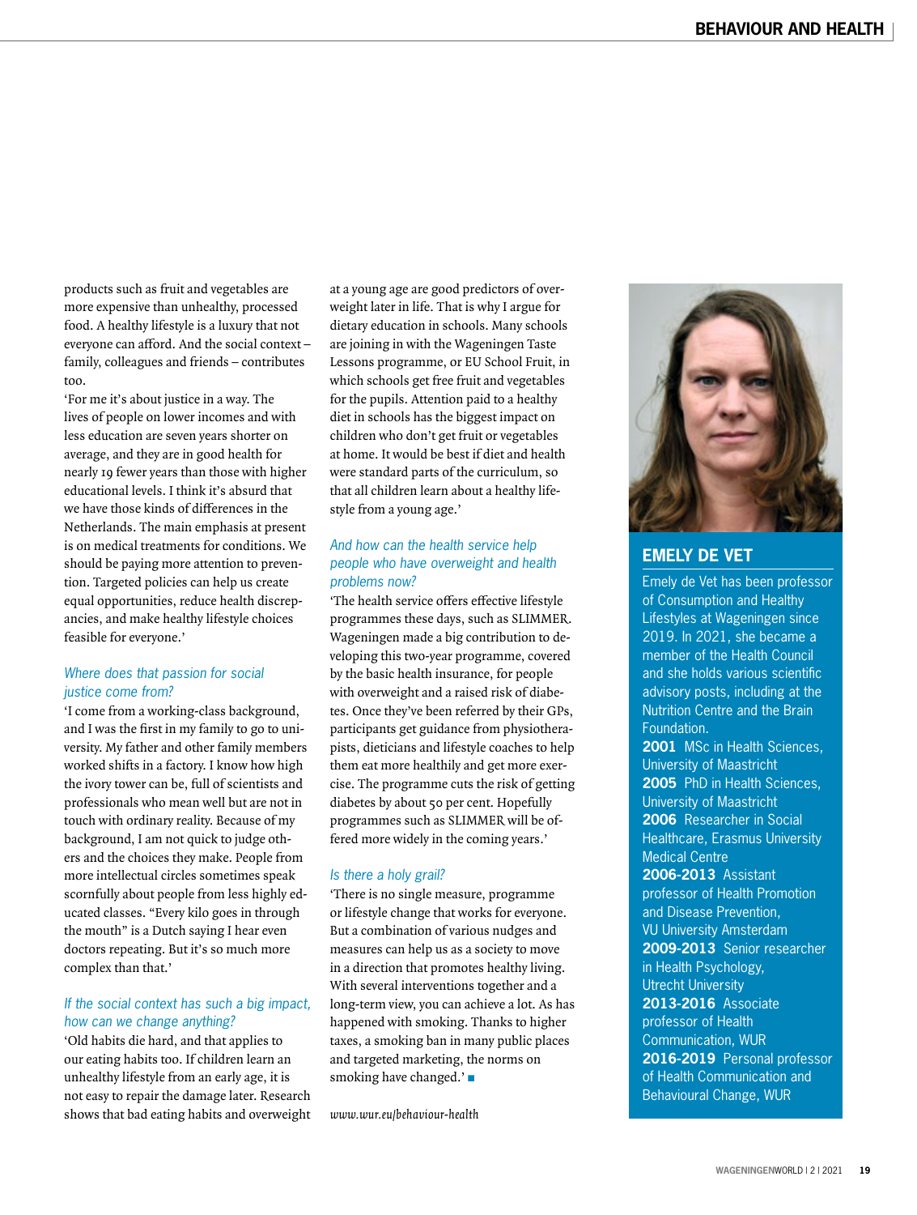products such as fruit and vegetables are more expensive than unhealthy, processed food. A healthy lifestyle is a luxury that not everyone can afford. And the social context – family, colleagues and friends – contributes too.

'For me it's about justice in a way. The lives of people on lower incomes and with less education are seven years shorter on average, and they are in good health for nearly 19 fewer years than those with higher educational levels. I think it's absurd that we have those kinds of differences in the Netherlands. The main emphasis at present is on medical treatments for conditions. We should be paying more attention to prevention. Targeted policies can help us create equal opportunities, reduce health discrepancies, and make healthy lifestyle choices feasible for everyone.'

*Where does that passion for social justice come from?*

'I come from a working-class background, and I was the first in my family to go to university. My father and other family members worked shifts in a factory. I know how high the ivory tower can be, full of scientists and professionals who mean well but are not in touch with ordinary reality. Because of my background, I am not quick to judge others and the choices they make. People from more intellectual circles sometimes speak scornfully about people from less highly educated classes. "Every kilo goes in through the mouth" is a Dutch saying I hear even doctors repeating. But it's so much more complex than that.'

*If the social context has such a big impact, how can we change anything?*

'Old habits die hard, and that applies to our eating habits too. If children learn an unhealthy lifestyle from an early age, it is not easy to repair the damage later. Research shows that bad eating habits and overweight at a young age are good predictors of overweight later in life. That is why I argue for dietary education in schools. Many schools are joining in with the Wageningen Taste Lessons programme, or EU School Fruit, in which schools get free fruit and vegetables for the pupils. Attention paid to a healthy diet in schools has the biggest impact on children who don't get fruit or vegetables at home. It would be best if diet and health were standard parts of the curriculum, so that all children learn about a healthy lifestyle from a young age.'

*And how can the health service help people who have overweight and health problems now?*

'The health service offers effective lifestyle programmes these days, such as SLIMMER. Wageningen made a big contribution to developing this two-year programme, covered by the basic health insurance, for people with overweight and a raised risk of diabetes. Once they've been referred by their GPs, participants get guidance from physiotherapists, dieticians and lifestyle coaches to help them eat more healthily and get more exercise. The programme cuts the risk of getting diabetes by about 50 per cent. Hopefully programmes such as SLIMMER will be offered more widely in the coming years.'

*Is there a holy grail?*

'There is no single measure, programme or lifestyle change that works for everyone. But a combination of various nudges and measures can help us as a society to move in a direction that promotes healthy living. With several interventions together and a long-term view, you can achieve a lot. As has happened with smoking. Thanks to higher taxes, a smoking ban in many public places and targeted marketing, the norms on smoking have changed.' ■

*www.wur.eu/behaviour-health*

## EMELY DE VET

Emely de Vet has been professor of Consumption and Healthy Lifestyles at Wageningen since 2019. In 2021, she became a member of the Health Council and she holds various scientific advisory posts, including at the Nutrition Centre and the Brain Foundation.

**2001** MSc in Health Sciences, University of Maastricht
**2005** PhD in Health Sciences, University of Maastricht
**2006** Researcher in Social Healthcare, Erasmus University Medical Centre
**2006-2013** Assistant professor of Health Promotion and Disease Prevention, VU University Amsterdam
**2009-2013** Senior researcher in Health Psychology, Utrecht University
**2013-2016** Associate professor of Health Communication, WUR
**2016-2019** Personal professor of Health Communication and Behavioural Change, WUR